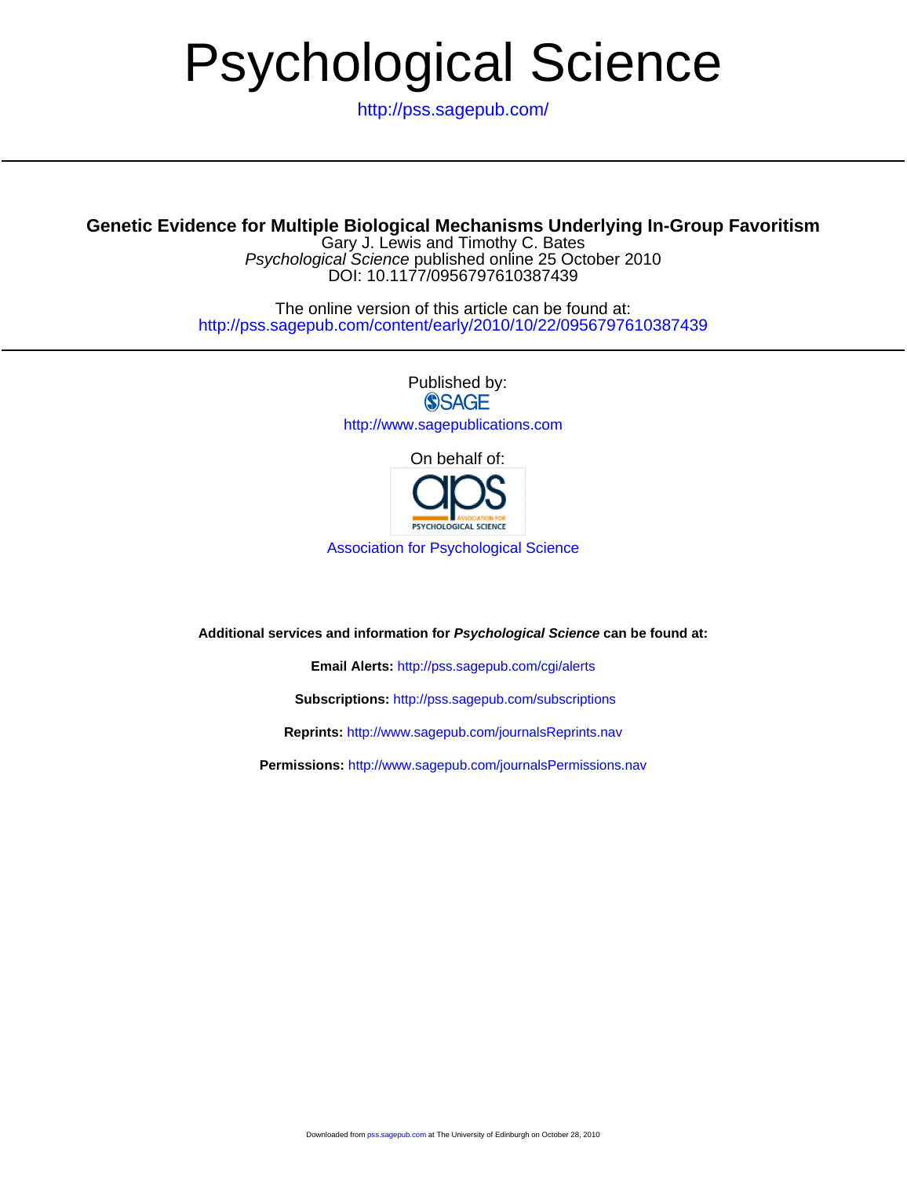# Psychological Science

http://pss.sagepub.com/

---

**Genetic Evidence for Multiple Biological Mechanisms Underlying In-Group Favoritism**

Gary J. Lewis and Timothy C. Bates

*Psychological Science* published online 25 October 2010

DOI: 10.1177/0956797610387439

The online version of this article can be found at:

http://pss.sagepub.com/content/early/2010/10/22/0956797610387439

---

Published by:

SAGE

http://www.sagepublications.com

On behalf of:

Association for Psychological Science

**Additional services and information for *Psychological Science* can be found at:**

**Email Alerts:** http://pss.sagepub.com/cgi/alerts

**Subscriptions:** http://pss.sagepub.com/subscriptions

**Reprints:** http://www.sagepub.com/journalsReprints.nav

**Permissions:** http://www.sagepub.com/journalsPermissions.nav

Downloaded from pss.sagepub.com at The University of Edinburgh on October 28, 2010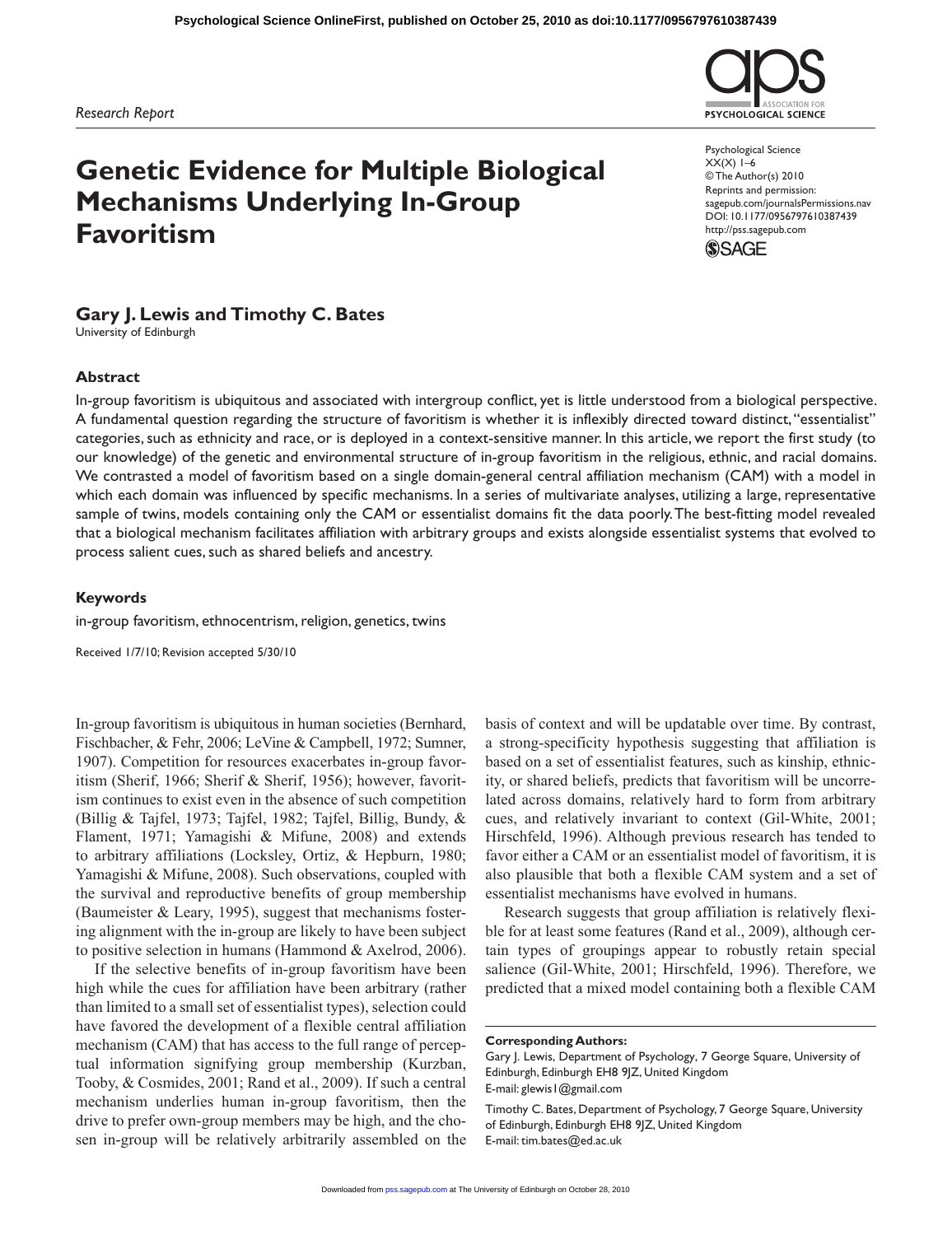Research Report

# Genetic Evidence for Multiple Biological Mechanisms Underlying In-Group Favoritism

Psychological Science
XX(X) 1–6
© The Author(s) 2010
Reprints and permission:
sagepub.com/journalsPermissions.nav
DOI: 10.1177/0956797610387439
http://pss.sagepub.com

**Gary J. Lewis and Timothy C. Bates**
University of Edinburgh

## Abstract

In-group favoritism is ubiquitous and associated with intergroup conflict, yet is little understood from a biological perspective. A fundamental question regarding the structure of favoritism is whether it is inflexibly directed toward distinct, "essentialist" categories, such as ethnicity and race, or is deployed in a context-sensitive manner. In this article, we report the first study (to our knowledge) of the genetic and environmental structure of in-group favoritism in the religious, ethnic, and racial domains. We contrasted a model of favoritism based on a single domain-general central affiliation mechanism (CAM) with a model in which each domain was influenced by specific mechanisms. In a series of multivariate analyses, utilizing a large, representative sample of twins, models containing only the CAM or essentialist domains fit the data poorly. The best-fitting model revealed that a biological mechanism facilitates affiliation with arbitrary groups and exists alongside essentialist systems that evolved to process salient cues, such as shared beliefs and ancestry.

### Keywords

in-group favoritism, ethnocentrism, religion, genetics, twins

Received 1/7/10; Revision accepted 5/30/10

In-group favoritism is ubiquitous in human societies (Bernhard, Fischbacher, & Fehr, 2006; LeVine & Campbell, 1972; Sumner, 1907). Competition for resources exacerbates in-group favoritism (Sherif, 1966; Sherif & Sherif, 1956); however, favoritism continues to exist even in the absence of such competition (Billig & Tajfel, 1973; Tajfel, 1982; Tajfel, Billig, Bundy, & Flament, 1971; Yamagishi & Mifune, 2008) and extends to arbitrary affiliations (Locksley, Ortiz, & Hepburn, 1980; Yamagishi & Mifune, 2008). Such observations, coupled with the survival and reproductive benefits of group membership (Baumeister & Leary, 1995), suggest that mechanisms fostering alignment with the in-group are likely to have been subject to positive selection in humans (Hammond & Axelrod, 2006).

If the selective benefits of in-group favoritism have been high while the cues for affiliation have been arbitrary (rather than limited to a small set of essentialist types), selection could have favored the development of a flexible central affiliation mechanism (CAM) that has access to the full range of perceptual information signifying group membership (Kurzban, Tooby, & Cosmides, 2001; Rand et al., 2009). If such a central mechanism underlies human in-group favoritism, then the drive to prefer own-group members may be high, and the chosen in-group will be relatively arbitrarily assembled on the basis of context and will be updatable over time. By contrast, a strong-specificity hypothesis suggesting that affiliation is based on a set of essentialist features, such as kinship, ethnicity, or shared beliefs, predicts that favoritism will be uncorrelated across domains, relatively hard to form from arbitrary cues, and relatively invariant to context (Gil-White, 2001; Hirschfeld, 1996). Although previous research has tended to favor either a CAM or an essentialist model of favoritism, it is also plausible that both a flexible CAM system and a set of essentialist mechanisms have evolved in humans.

Research suggests that group affiliation is relatively flexible for at least some features (Rand et al., 2009), although certain types of groupings appear to robustly retain special salience (Gil-White, 2001; Hirschfeld, 1996). Therefore, we predicted that a mixed model containing both a flexible CAM

**Corresponding Authors:**
Gary J. Lewis, Department of Psychology, 7 George Square, University of Edinburgh, Edinburgh EH8 9JZ, United Kingdom
E-mail: glewis1@gmail.com

Timothy C. Bates, Department of Psychology, 7 George Square, University of Edinburgh, Edinburgh EH8 9JZ, United Kingdom
E-mail: tim.bates@ed.ac.uk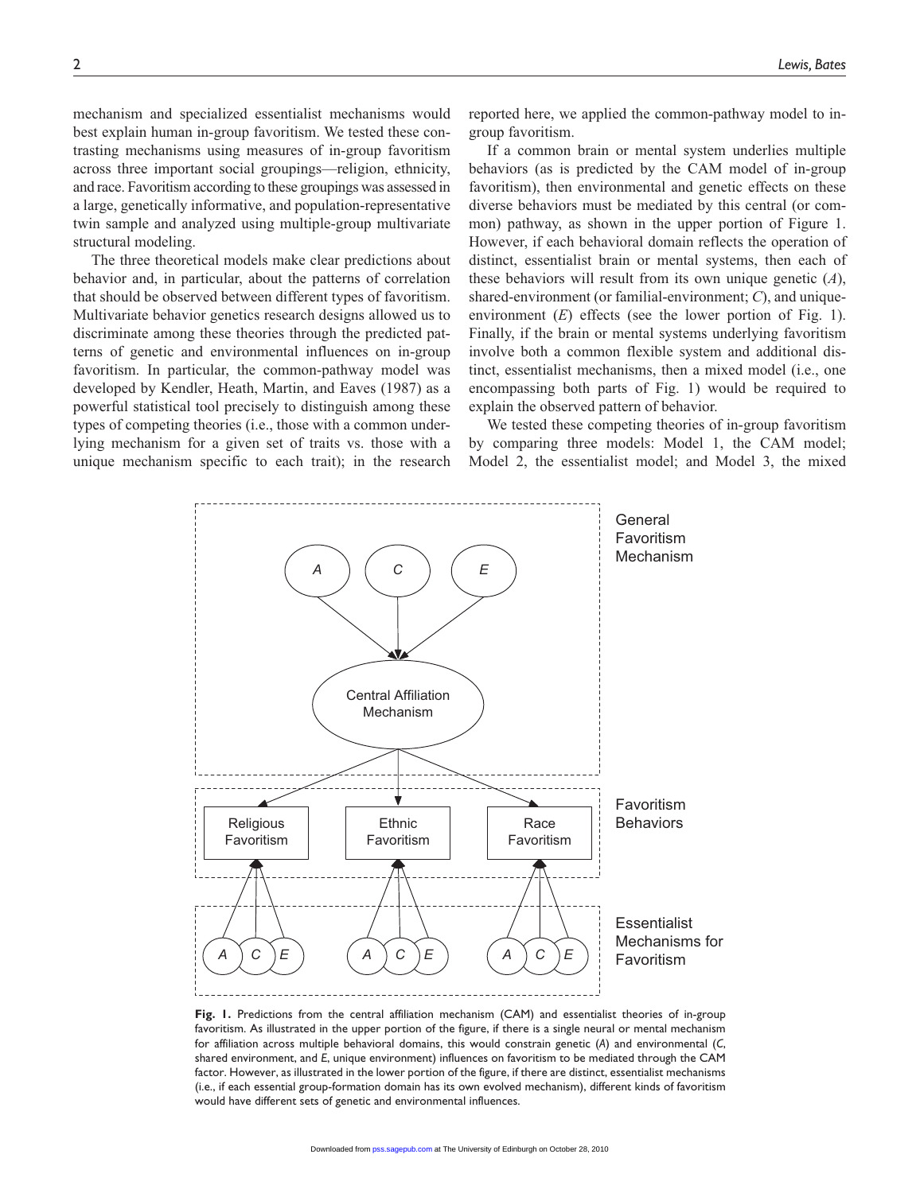mechanism and specialized essentialist mechanisms would best explain human in-group favoritism. We tested these contrasting mechanisms using measures of in-group favoritism across three important social groupings—religion, ethnicity, and race. Favoritism according to these groupings was assessed in a large, genetically informative, and population-representative twin sample and analyzed using multiple-group multivariate structural modeling.

The three theoretical models make clear predictions about behavior and, in particular, about the patterns of correlation that should be observed between different types of favoritism. Multivariate behavior genetics research designs allowed us to discriminate among these theories through the predicted patterns of genetic and environmental influences on in-group favoritism. In particular, the common-pathway model was developed by Kendler, Heath, Martin, and Eaves (1987) as a powerful statistical tool precisely to distinguish among these types of competing theories (i.e., those with a common underlying mechanism for a given set of traits vs. those with a unique mechanism specific to each trait); in the research reported here, we applied the common-pathway model to in-group favoritism.

If a common brain or mental system underlies multiple behaviors (as is predicted by the CAM model of in-group favoritism), then environmental and genetic effects on these diverse behaviors must be mediated by this central (or common) pathway, as shown in the upper portion of Figure 1. However, if each behavioral domain reflects the operation of distinct, essentialist brain or mental systems, then each of these behaviors will result from its own unique genetic (*A*), shared-environment (or familial-environment; *C*), and unique-environment (*E*) effects (see the lower portion of Fig. 1). Finally, if the brain or mental systems underlying favoritism involve both a common flexible system and additional distinct, essentialist mechanisms, then a mixed model (i.e., one encompassing both parts of Fig. 1) would be required to explain the observed pattern of behavior.

We tested these competing theories of in-group favoritism by comparing three models: Model 1, the CAM model; Model 2, the essentialist model; and Model 3, the mixed

**Fig. 1.** Predictions from the central affiliation mechanism (CAM) and essentialist theories of in-group favoritism. As illustrated in the upper portion of the figure, if there is a single neural or mental mechanism for affiliation across multiple behavioral domains, this would constrain genetic (*A*) and environmental (*C*, shared environment, and *E*, unique environment) influences on favoritism to be mediated through the CAM factor. However, as illustrated in the lower portion of the figure, if there are distinct, essentialist mechanisms (i.e., if each essential group-formation domain has its own evolved mechanism), different kinds of favoritism would have different sets of genetic and environmental influences.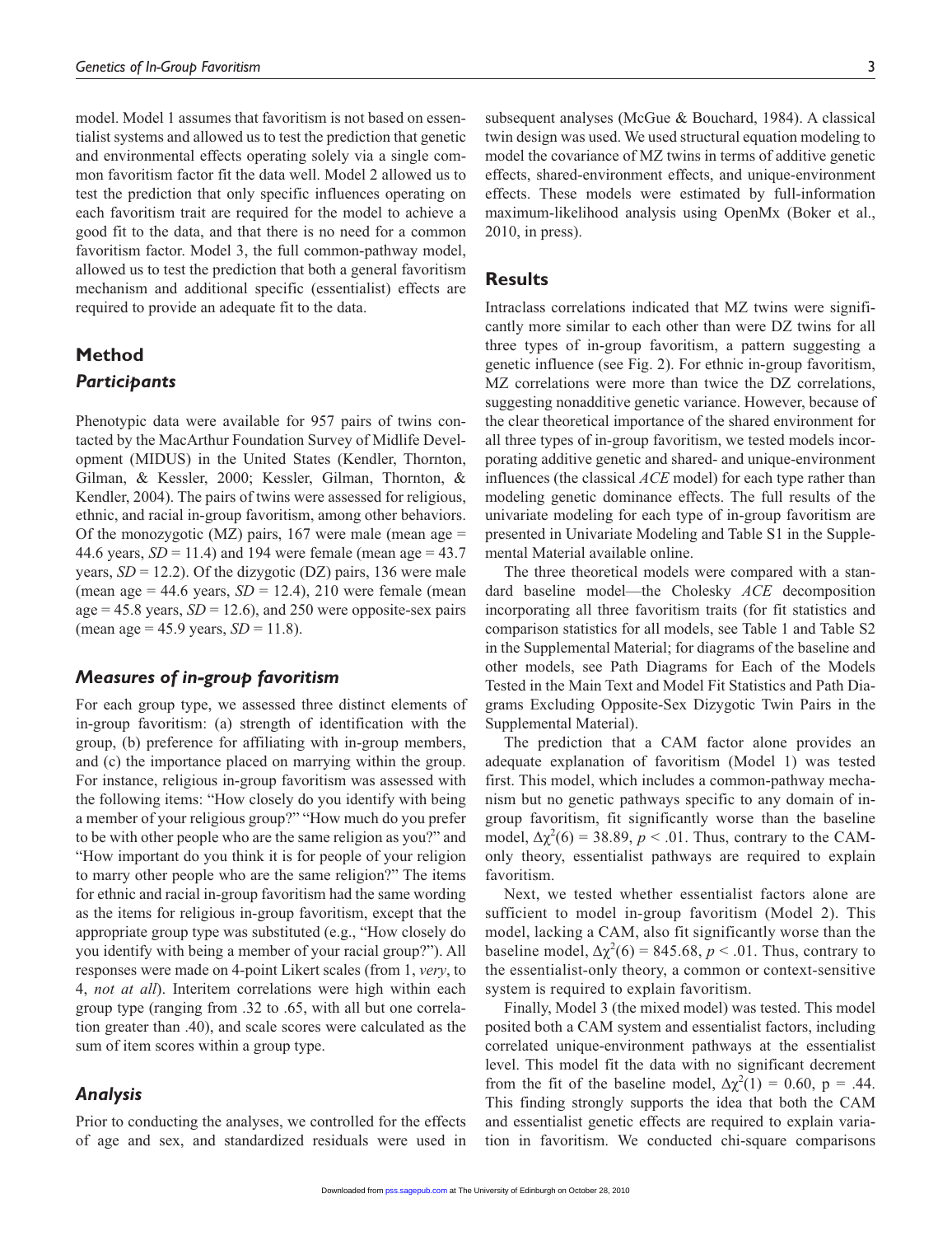model. Model 1 assumes that favoritism is not based on essentialist systems and allowed us to test the prediction that genetic and environmental effects operating solely via a single common favoritism factor fit the data well. Model 2 allowed us to test the prediction that only specific influences operating on each favoritism trait are required for the model to achieve a good fit to the data, and that there is no need for a common favoritism factor. Model 3, the full common-pathway model, allowed us to test the prediction that both a general favoritism mechanism and additional specific (essentialist) effects are required to provide an adequate fit to the data.

## Method

### Participants

Phenotypic data were available for 957 pairs of twins contacted by the MacArthur Foundation Survey of Midlife Development (MIDUS) in the United States (Kendler, Thornton, Gilman, & Kessler, 2000; Kessler, Gilman, Thornton, & Kendler, 2004). The pairs of twins were assessed for religious, ethnic, and racial in-group favoritism, among other behaviors. Of the monozygotic (MZ) pairs, 167 were male (mean age = 44.6 years, *SD* = 11.4) and 194 were female (mean age = 43.7 years, *SD* = 12.2). Of the dizygotic (DZ) pairs, 136 were male (mean age = 44.6 years, *SD* = 12.4), 210 were female (mean age = 45.8 years, *SD* = 12.6), and 250 were opposite-sex pairs (mean age = 45.9 years, *SD* = 11.8).

### Measures of in-group favoritism

For each group type, we assessed three distinct elements of in-group favoritism: (a) strength of identification with the group, (b) preference for affiliating with in-group members, and (c) the importance placed on marrying within the group. For instance, religious in-group favoritism was assessed with the following items: "How closely do you identify with being a member of your religious group?" "How much do you prefer to be with other people who are the same religion as you?" and "How important do you think it is for people of your religion to marry other people who are the same religion?" The items for ethnic and racial in-group favoritism had the same wording as the items for religious in-group favoritism, except that the appropriate group type was substituted (e.g., "How closely do you identify with being a member of your racial group?"). All responses were made on 4-point Likert scales (from 1, *very*, to 4, *not at all*). Interitem correlations were high within each group type (ranging from .32 to .65, with all but one correlation greater than .40), and scale scores were calculated as the sum of item scores within a group type.

### Analysis

Prior to conducting the analyses, we controlled for the effects of age and sex, and standardized residuals were used in subsequent analyses (McGue & Bouchard, 1984). A classical twin design was used. We used structural equation modeling to model the covariance of MZ twins in terms of additive genetic effects, shared-environment effects, and unique-environment effects. These models were estimated by full-information maximum-likelihood analysis using OpenMx (Boker et al., 2010, in press).

## Results

Intraclass correlations indicated that MZ twins were significantly more similar to each other than were DZ twins for all three types of in-group favoritism, a pattern suggesting a genetic influence (see Fig. 2). For ethnic in-group favoritism, MZ correlations were more than twice the DZ correlations, suggesting nonadditive genetic variance. However, because of the clear theoretical importance of the shared environment for all three types of in-group favoritism, we tested models incorporating additive genetic and shared- and unique-environment influences (the classical *ACE* model) for each type rather than modeling genetic dominance effects. The full results of the univariate modeling for each type of in-group favoritism are presented in Univariate Modeling and Table S1 in the Supplemental Material available online.

The three theoretical models were compared with a standard baseline model—the Cholesky *ACE* decomposition incorporating all three favoritism traits (for fit statistics and comparison statistics for all models, see Table 1 and Table S2 in the Supplemental Material; for diagrams of the baseline and other models, see Path Diagrams for Each of the Models Tested in the Main Text and Model Fit Statistics and Path Diagrams Excluding Opposite-Sex Dizygotic Twin Pairs in the Supplemental Material).

The prediction that a CAM factor alone provides an adequate explanation of favoritism (Model 1) was tested first. This model, which includes a common-pathway mechanism but no genetic pathways specific to any domain of in-group favoritism, fit significantly worse than the baseline model, $\Delta\chi^2(6) = 38.89$, $p < .01$. Thus, contrary to the CAM-only theory, essentialist pathways are required to explain favoritism.

Next, we tested whether essentialist factors alone are sufficient to model in-group favoritism (Model 2). This model, lacking a CAM, also fit significantly worse than the baseline model, $\Delta\chi^2(6) = 845.68$, $p < .01$. Thus, contrary to the essentialist-only theory, a common or context-sensitive system is required to explain favoritism.

Finally, Model 3 (the mixed model) was tested. This model posited both a CAM system and essentialist factors, including correlated unique-environment pathways at the essentialist level. This model fit the data with no significant decrement from the fit of the baseline model, $\Delta\chi^2(1) = 0.60$, p = .44. This finding strongly supports the idea that both the CAM and essentialist genetic effects are required to explain variation in favoritism. We conducted chi-square comparisons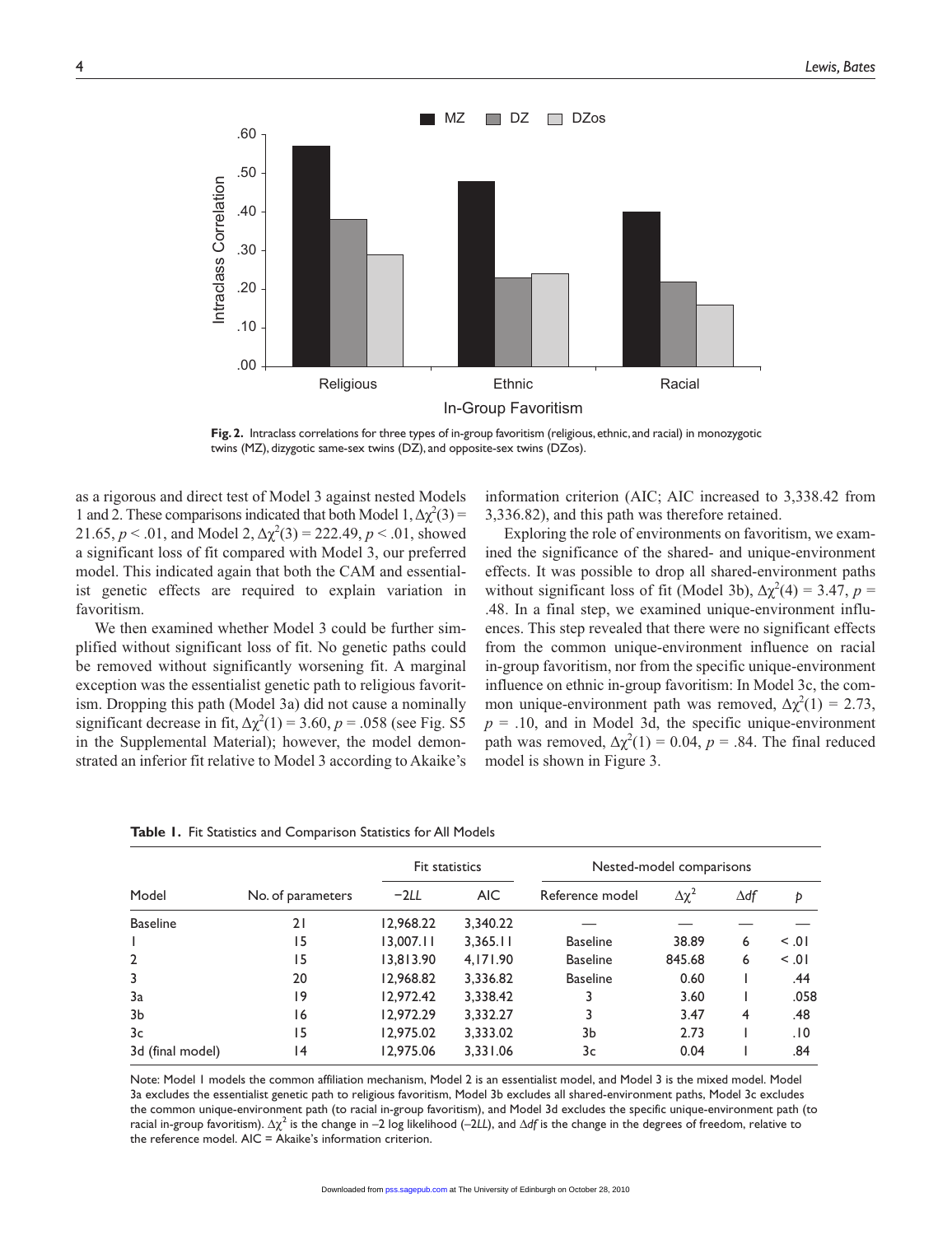Fig. 2. Intraclass correlations for three types of in-group favoritism (religious, ethnic, and racial) in monozygotic twins (MZ), dizygotic same-sex twins (DZ), and opposite-sex twins (DZos).

as a rigorous and direct test of Model 3 against nested Models 1 and 2. These comparisons indicated that both Model 1, $\Delta\chi^2(3) = 21.65$, $p < .01$, and Model 2, $\Delta\chi^2(3) = 222.49$, $p < .01$, showed a significant loss of fit compared with Model 3, our preferred model. This indicated again that both the CAM and essentialist genetic effects are required to explain variation in favoritism.

We then examined whether Model 3 could be further simplified without significant loss of fit. No genetic paths could be removed without significantly worsening fit. A marginal exception was the essentialist genetic path to religious favoritism. Dropping this path (Model 3a) did not cause a nominally significant decrease in fit, $\Delta\chi^2(1) = 3.60$, $p = .058$ (see Fig. S5 in the Supplemental Material); however, the model demonstrated an inferior fit relative to Model 3 according to Akaike's information criterion (AIC; AIC increased to 3,338.42 from 3,336.82), and this path was therefore retained.

Exploring the role of environments on favoritism, we examined the significance of the shared- and unique-environment effects. It was possible to drop all shared-environment paths without significant loss of fit (Model 3b), $\Delta\chi^2(4) = 3.47$, $p = .48$. In a final step, we examined unique-environment influences. This step revealed that there were no significant effects from the common unique-environment influence on racial in-group favoritism, nor from the specific unique-environment influence on ethnic in-group favoritism: In Model 3c, the common unique-environment path was removed, $\Delta\chi^2(1) = 2.73$, $p = .10$, and in Model 3d, the specific unique-environment path was removed, $\Delta\chi^2(1) = 0.04$, $p = .84$. The final reduced model is shown in Figure 3.

**Table 1.** Fit Statistics and Comparison Statistics for All Models

| Model | No. of parameters | Fit statistics | | Nested-model comparisons | | | |
|---|---|---|---|---|---|---|---|
| | | $-2LL$ | AIC | Reference model | $\Delta\chi^2$ | $\Delta df$ | $p$ |
| Baseline | 21 | 12,968.22 | 3,340.22 | — | — | — | — |
| 1 | 15 | 13,007.11 | 3,365.11 | Baseline | 38.89 | 6 | < .01 |
| 2 | 15 | 13,813.90 | 4,171.90 | Baseline | 845.68 | 6 | < .01 |
| 3 | 20 | 12,968.82 | 3,336.82 | Baseline | 0.60 | 1 | .44 |
| 3a | 19 | 12,972.42 | 3,338.42 | 3 | 3.60 | 1 | .058 |
| 3b | 16 | 12,972.29 | 3,332.27 | 3 | 3.47 | 4 | .48 |
| 3c | 15 | 12,975.02 | 3,333.02 | 3b | 2.73 | 1 | .10 |
| 3d (final model) | 14 | 12,975.06 | 3,331.06 | 3c | 0.04 | 1 | .84 |

Note: Model 1 models the common affiliation mechanism, Model 2 is an essentialist model, and Model 3 is the mixed model. Model 3a excludes the essentialist genetic path to religious favoritism, Model 3b excludes all shared-environment paths, Model 3c excludes the common unique-environment path (to racial in-group favoritism), and Model 3d excludes the specific unique-environment path (to racial in-group favoritism). $\Delta\chi^2$ is the change in $-2$ log likelihood ($-2LL$), and $\Delta df$ is the change in the degrees of freedom, relative to the reference model. AIC = Akaike's information criterion.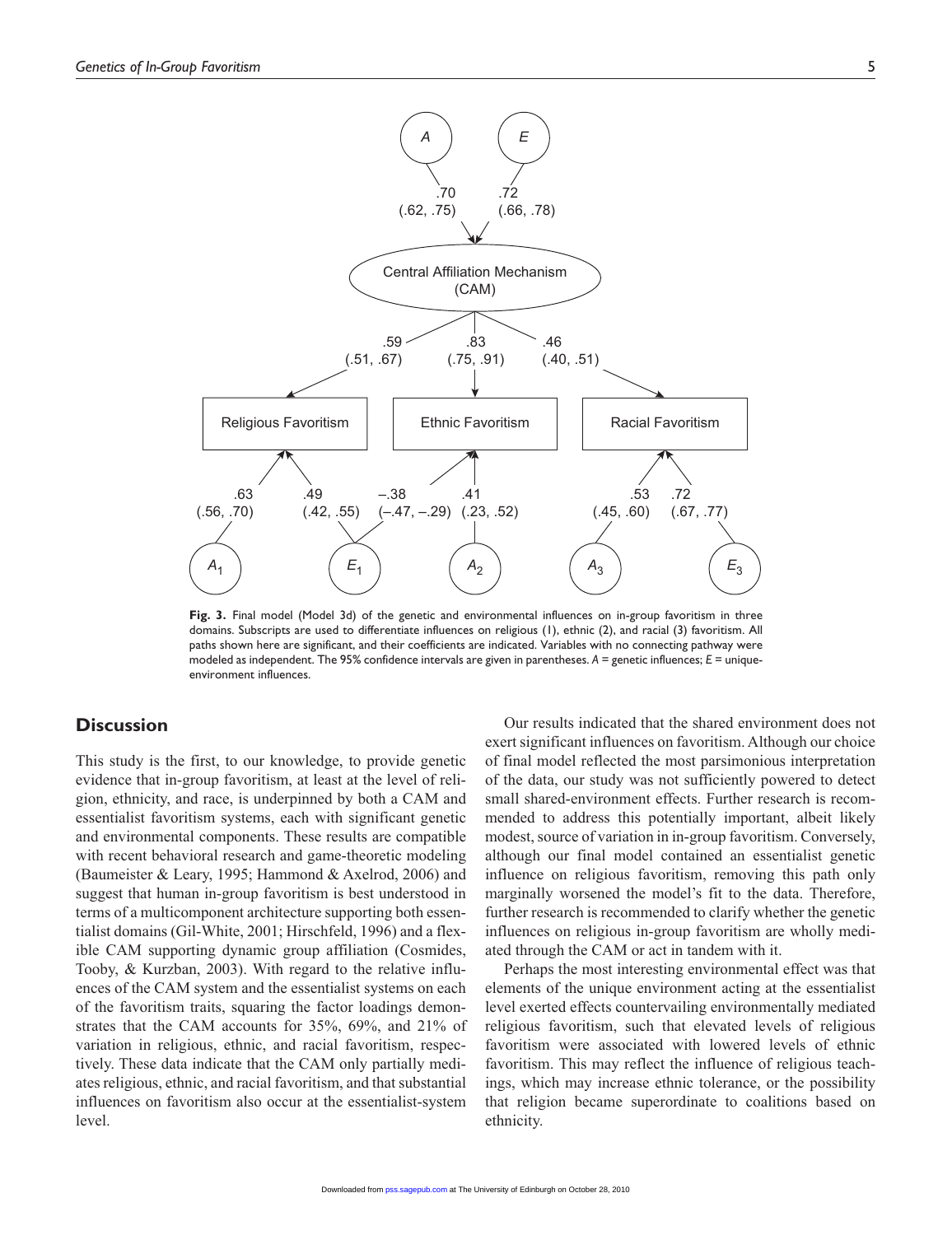**Fig. 3.** Final model (Model 3d) of the genetic and environmental influences on in-group favoritism in three domains. Subscripts are used to differentiate influences on religious (1), ethnic (2), and racial (3) favoritism. All paths shown here are significant, and their coefficients are indicated. Variables with no connecting pathway were modeled as independent. The 95% confidence intervals are given in parentheses. *A* = genetic influences; *E* = unique-environment influences.

## Discussion

This study is the first, to our knowledge, to provide genetic evidence that in-group favoritism, at least at the level of religion, ethnicity, and race, is underpinned by both a CAM and essentialist favoritism systems, each with significant genetic and environmental components. These results are compatible with recent behavioral research and game-theoretic modeling (Baumeister & Leary, 1995; Hammond & Axelrod, 2006) and suggest that human in-group favoritism is best understood in terms of a multicomponent architecture supporting both essentialist domains (Gil-White, 2001; Hirschfeld, 1996) and a flexible CAM supporting dynamic group affiliation (Cosmides, Tooby, & Kurzban, 2003). With regard to the relative influences of the CAM system and the essentialist systems on each of the favoritism traits, squaring the factor loadings demonstrates that the CAM accounts for 35%, 69%, and 21% of variation in religious, ethnic, and racial favoritism, respectively. These data indicate that the CAM only partially mediates religious, ethnic, and racial favoritism, and that substantial influences on favoritism also occur at the essentialist-system level.

Our results indicated that the shared environment does not exert significant influences on favoritism. Although our choice of final model reflected the most parsimonious interpretation of the data, our study was not sufficiently powered to detect small shared-environment effects. Further research is recommended to address this potentially important, albeit likely modest, source of variation in in-group favoritism. Conversely, although our final model contained an essentialist genetic influence on religious favoritism, removing this path only marginally worsened the model's fit to the data. Therefore, further research is recommended to clarify whether the genetic influences on religious in-group favoritism are wholly mediated through the CAM or act in tandem with it.

Perhaps the most interesting environmental effect was that elements of the unique environment acting at the essentialist level exerted effects countervailing environmentally mediated religious favoritism, such that elevated levels of religious favoritism were associated with lowered levels of ethnic favoritism. This may reflect the influence of religious teachings, which may increase ethnic tolerance, or the possibility that religion became superordinate to coalitions based on ethnicity.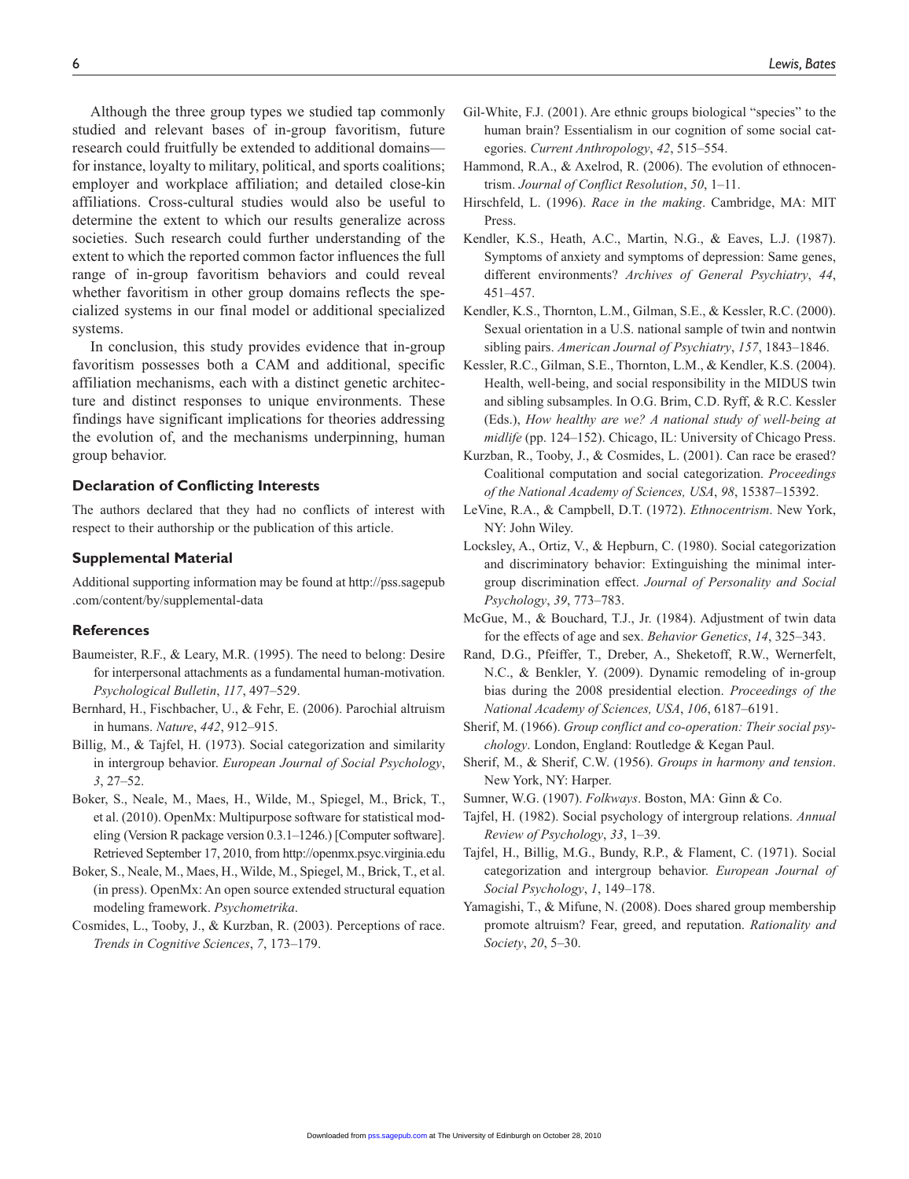Although the three group types we studied tap commonly studied and relevant bases of in-group favoritism, future research could fruitfully be extended to additional domains—for instance, loyalty to military, political, and sports coalitions; employer and workplace affiliation; and detailed close-kin affiliations. Cross-cultural studies would also be useful to determine the extent to which our results generalize across societies. Such research could further understanding of the extent to which the reported common factor influences the full range of in-group favoritism behaviors and could reveal whether favoritism in other group domains reflects the specialized systems in our final model or additional specialized systems.

In conclusion, this study provides evidence that in-group favoritism possesses both a CAM and additional, specific affiliation mechanisms, each with a distinct genetic architecture and distinct responses to unique environments. These findings have significant implications for theories addressing the evolution of, and the mechanisms underpinning, human group behavior.

## Declaration of Conflicting Interests

The authors declared that they had no conflicts of interest with respect to their authorship or the publication of this article.

## Supplemental Material

Additional supporting information may be found at http://pss.sagepub.com/content/by/supplemental-data

## References

Baumeister, R.F., & Leary, M.R. (1995). The need to belong: Desire for interpersonal attachments as a fundamental human-motivation. *Psychological Bulletin*, *117*, 497–529.

Bernhard, H., Fischbacher, U., & Fehr, E. (2006). Parochial altruism in humans. *Nature*, *442*, 912–915.

Billig, M., & Tajfel, H. (1973). Social categorization and similarity in intergroup behavior. *European Journal of Social Psychology*, *3*, 27–52.

Boker, S., Neale, M., Maes, H., Wilde, M., Spiegel, M., Brick, T., et al. (2010). OpenMx: Multipurpose software for statistical modeling (Version R package version 0.3.1–1246.) [Computer software]. Retrieved September 17, 2010, from http://openmx.psyc.virginia.edu

Boker, S., Neale, M., Maes, H., Wilde, M., Spiegel, M., Brick, T., et al. (in press). OpenMx: An open source extended structural equation modeling framework. *Psychometrika*.

Cosmides, L., Tooby, J., & Kurzban, R. (2003). Perceptions of race. *Trends in Cognitive Sciences*, *7*, 173–179.

Gil-White, F.J. (2001). Are ethnic groups biological "species" to the human brain? Essentialism in our cognition of some social categories. *Current Anthropology*, *42*, 515–554.

Hammond, R.A., & Axelrod, R. (2006). The evolution of ethnocentrism. *Journal of Conflict Resolution*, *50*, 1–11.

Hirschfeld, L. (1996). *Race in the making*. Cambridge, MA: MIT Press.

Kendler, K.S., Heath, A.C., Martin, N.G., & Eaves, L.J. (1987). Symptoms of anxiety and symptoms of depression: Same genes, different environments? *Archives of General Psychiatry*, *44*, 451–457.

Kendler, K.S., Thornton, L.M., Gilman, S.E., & Kessler, R.C. (2000). Sexual orientation in a U.S. national sample of twin and nontwin sibling pairs. *American Journal of Psychiatry*, *157*, 1843–1846.

Kessler, R.C., Gilman, S.E., Thornton, L.M., & Kendler, K.S. (2004). Health, well-being, and social responsibility in the MIDUS twin and sibling subsamples. In O.G. Brim, C.D. Ryff, & R.C. Kessler (Eds.), *How healthy are we? A national study of well-being at midlife* (pp. 124–152). Chicago, IL: University of Chicago Press.

Kurzban, R., Tooby, J., & Cosmides, L. (2001). Can race be erased? Coalitional computation and social categorization. *Proceedings of the National Academy of Sciences, USA*, *98*, 15387–15392.

LeVine, R.A., & Campbell, D.T. (1972). *Ethnocentrism*. New York, NY: John Wiley.

Locksley, A., Ortiz, V., & Hepburn, C. (1980). Social categorization and discriminatory behavior: Extinguishing the minimal intergroup discrimination effect. *Journal of Personality and Social Psychology*, *39*, 773–783.

McGue, M., & Bouchard, T.J., Jr. (1984). Adjustment of twin data for the effects of age and sex. *Behavior Genetics*, *14*, 325–343.

Rand, D.G., Pfeiffer, T., Dreber, A., Sheketoff, R.W., Wernerfelt, N.C., & Benkler, Y. (2009). Dynamic remodeling of in-group bias during the 2008 presidential election. *Proceedings of the National Academy of Sciences, USA*, *106*, 6187–6191.

Sherif, M. (1966). *Group conflict and co-operation: Their social psychology*. London, England: Routledge & Kegan Paul.

Sherif, M., & Sherif, C.W. (1956). *Groups in harmony and tension*. New York, NY: Harper.

Sumner, W.G. (1907). *Folkways*. Boston, MA: Ginn & Co.

Tajfel, H. (1982). Social psychology of intergroup relations. *Annual Review of Psychology*, *33*, 1–39.

Tajfel, H., Billig, M.G., Bundy, R.P., & Flament, C. (1971). Social categorization and intergroup behavior. *European Journal of Social Psychology*, *1*, 149–178.

Yamagishi, T., & Mifune, N. (2008). Does shared group membership promote altruism? Fear, greed, and reputation. *Rationality and Society*, *20*, 5–30.